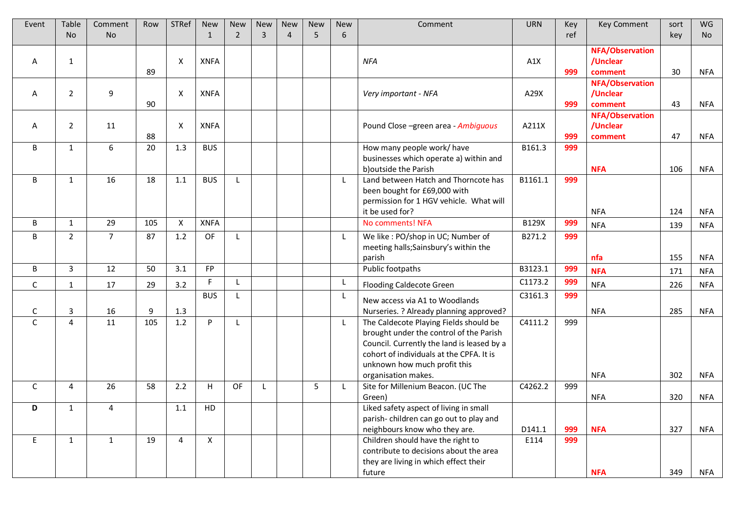| Event | Table No | Comment No | Row | STRef | New 1 | New 2 | New 3 | New 4 | New 5 | New 6 | Comment | URN | Key ref | Key Comment | sort key | WG No |
|---|---|---|---|---|---|---|---|---|---|---|---|---|---|---|---|---|
| A | 1 | | 89 | X | XNFA | | | | | | *NFA* | A1X | **999** | **NFA/Observation /Unclear comment** | 30 | NFA |
| A | 2 | 9 | 90 | X | XNFA | | | | | | *Very important - NFA* | A29X | **999** | **NFA/Observation /Unclear comment** | 43 | NFA |
| A | 2 | 11 | 88 | X | XNFA | | | | | | Pound Close –green area - *Ambiguous* | A211X | **999** | **NFA/Observation /Unclear comment** | 47 | NFA |
| B | 1 | 6 | 20 | 1.3 | BUS | | | | | | How many people work/ have businesses which operate a) within and b)outside the Parish | B161.3 | **999** | **NFA** | 106 | NFA |
| B | 1 | 16 | 18 | 1.1 | BUS | L | | | | L | Land between Hatch and Thorncote has been bought for £69,000 with permission for 1 HGV vehicle. What will it be used for? | B1161.1 | **999** | NFA | 124 | NFA |
| B | 1 | 29 | 105 | X | XNFA | | | | | | No comments! NFA | B129X | **999** | NFA | 139 | NFA |
| B | 2 | 7 | 87 | 1.2 | OF | L | | | | L | We like : PO/shop in UC; Number of meeting halls;Sainsbury's within the parish | B271.2 | **999** | **nfa** | 155 | NFA |
| B | 3 | 12 | 50 | 3.1 | FP | | | | | | Public footpaths | B3123.1 | **999** | **NFA** | 171 | NFA |
| C | 1 | 17 | 29 | 3.2 | F | L | | | | L | Flooding Caldecote Green | C1173.2 | **999** | NFA | 226 | NFA |
| C | 3 | 16 | 9 | 1.3 | BUS | L | | | | L | New access via A1 to Woodlands Nurseries. ? Already planning approved? | C3161.3 | **999** | NFA | 285 | NFA |
| C | 4 | 11 | 105 | 1.2 | P | L | | | | L | The Caldecote Playing Fields should be brought under the control of the Parish Council. Currently the land is leased by a cohort of individuals at the CPFA. It is unknown how much profit this organisation makes. | C4111.2 | 999 | NFA | 302 | NFA |
| C | 4 | 26 | 58 | 2.2 | H | OF | L | | 5 | L | Site for Millenium Beacon. (UC The Green) | C4262.2 | 999 | NFA | 320 | NFA |
| **D** | 1 | 4 | | 1.1 | HD | | | | | | Liked safety aspect of living in small parish- children can go out to play and neighbours know who they are. | D141.1 | **999** | **NFA** | 327 | NFA |
| E | 1 | 1 | 19 | 4 | X | | | | | | Children should have the right to contribute to decisions about the area they are living in which effect their future | E114 | **999** | **NFA** | 349 | NFA |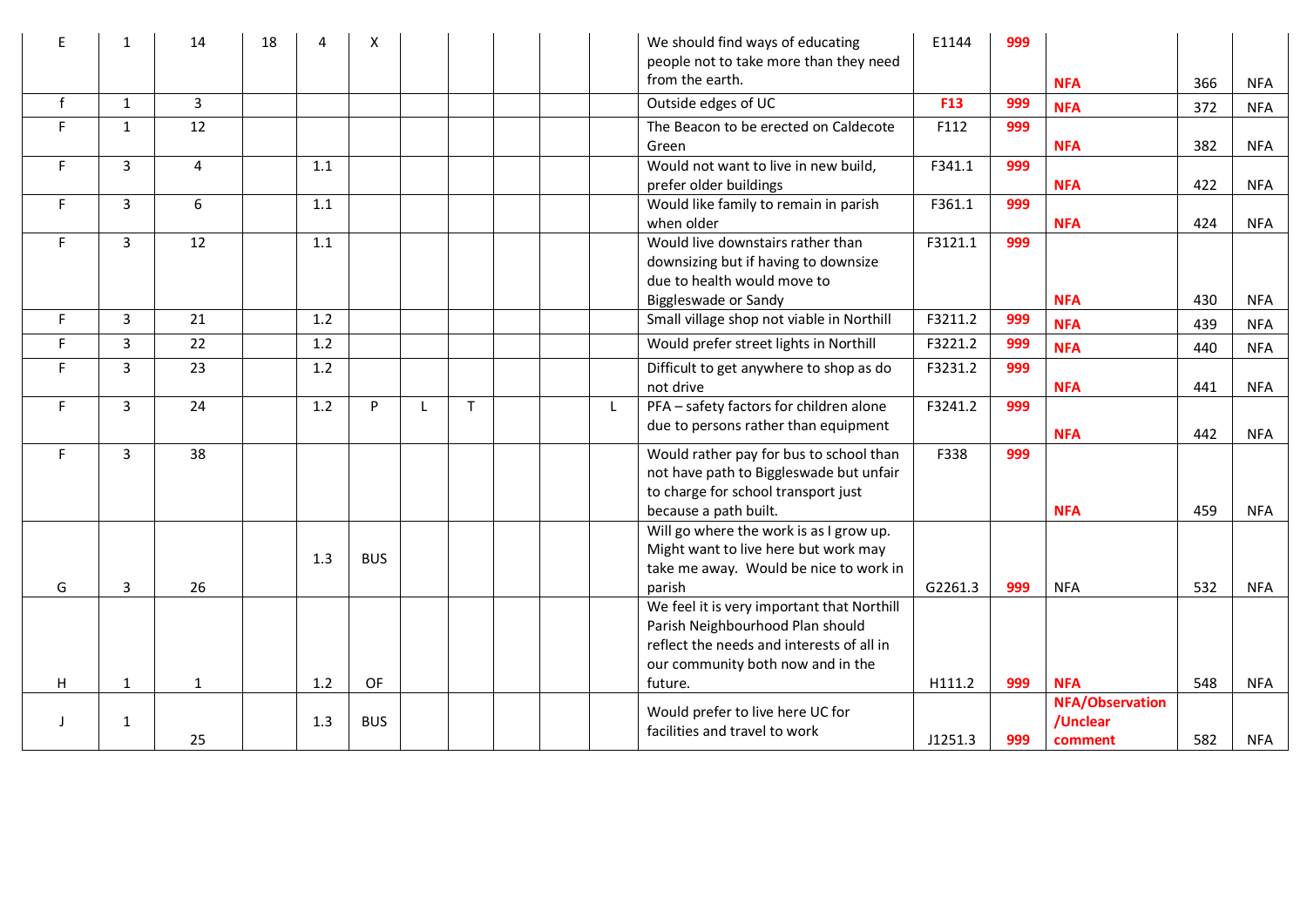| | | | | | | | | | | | | | | | | |
|---|---|---|---|---|---|---|---|---|---|---|---|---|---|---|---|---|
| E | 1 | 14 | 18 | 4 | X | | | | | | We should find ways of educating people not to take more than they need from the earth. | E1144 | **999** | **NFA** | 366 | NFA |
| f | 1 | 3 | | | | | | | | | Outside edges of UC | **F13** | **999** | **NFA** | 372 | NFA |
| F | 1 | 12 | | | | | | | | | The Beacon to be erected on Caldecote Green | F112 | **999** | **NFA** | 382 | NFA |
| F | 3 | 4 | | 1.1 | | | | | | | Would not want to live in new build, prefer older buildings | F341.1 | **999** | **NFA** | 422 | NFA |
| F | 3 | 6 | | 1.1 | | | | | | | Would like family to remain in parish when older | F361.1 | **999** | **NFA** | 424 | NFA |
| F | 3 | 12 | | 1.1 | | | | | | | Would live downstairs rather than downsizing but if having to downsize due to health would move to Biggleswade or Sandy | F3121.1 | **999** | **NFA** | 430 | NFA |
| F | 3 | 21 | | 1.2 | | | | | | | Small village shop not viable in Northill | F3211.2 | **999** | **NFA** | 439 | NFA |
| F | 3 | 22 | | 1.2 | | | | | | | Would prefer street lights in Northill | F3221.2 | **999** | **NFA** | 440 | NFA |
| F | 3 | 23 | | 1.2 | | | | | | | Difficult to get anywhere to shop as do not drive | F3231.2 | **999** | **NFA** | 441 | NFA |
| F | 3 | 24 | | 1.2 | P | L | T | | | L | PFA – safety factors for children alone due to persons rather than equipment | F3241.2 | **999** | **NFA** | 442 | NFA |
| F | 3 | 38 | | | | | | | | | Would rather pay for bus to school than not have path to Biggleswade but unfair to charge for school transport just because a path built. | F338 | **999** | **NFA** | 459 | NFA |
| G | 3 | 26 | | 1.3 | BUS | | | | | | Will go where the work is as I grow up. Might want to live here but work may take me away. Would be nice to work in parish | G2261.3 | **999** | NFA | 532 | NFA |
| H | 1 | 1 | | 1.2 | OF | | | | | | We feel it is very important that Northill Parish Neighbourhood Plan should reflect the needs and interests of all in our community both now and in the future. | H111.2 | **999** | **NFA** | 548 | NFA |
| J | 1 | 25 | | 1.3 | BUS | | | | | | Would prefer to live here UC for facilities and travel to work | J1251.3 | **999** | **NFA/Observation /Unclear comment** | 582 | NFA |